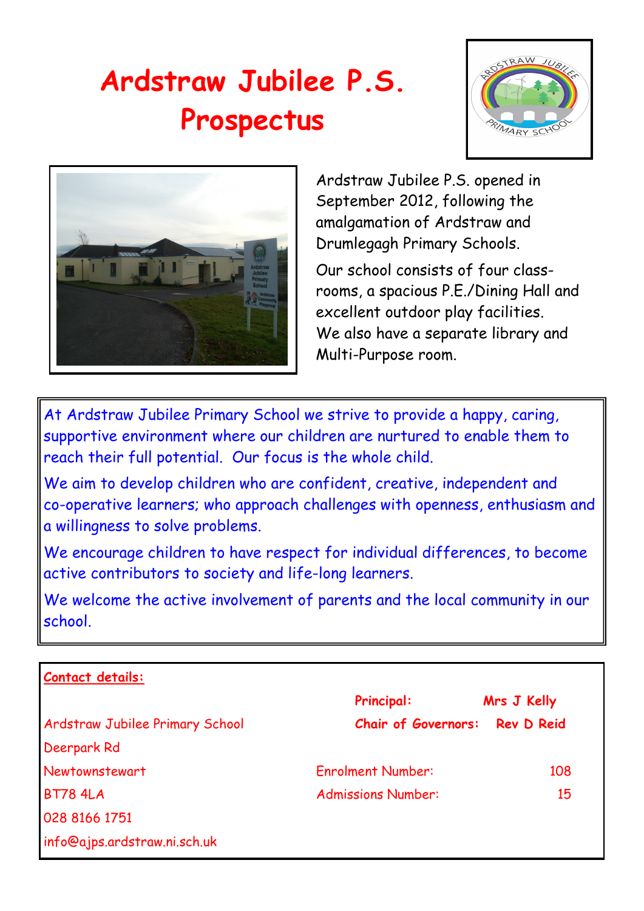# Ardstraw Jubilee P.S. Prospectus

Ardstraw Jubilee P.S. opened in September 2012, following the amalgamation of Ardstraw and Drumlegagh Primary Schools.

Our school consists of four class-rooms, a spacious P.E./Dining Hall and excellent outdoor play facilities. We also have a separate library and Multi-Purpose room.

At Ardstraw Jubilee Primary School we strive to provide a happy, caring, supportive environment where our children are nurtured to enable them to reach their full potential. Our focus is the whole child.

We aim to develop children who are confident, creative, independent and co-operative learners; who approach challenges with openness, enthusiasm and a willingness to solve problems.

We encourage children to have respect for individual differences, to become active contributors to society and life-long learners.

We welcome the active involvement of parents and the local community in our school.

**Contact details:**

Ardstraw Jubilee Primary School
Deerpark Rd
Newtownstewart
BT78 4LA
028 8166 1751
info@ajps.ardstraw.ni.sch.uk

**Principal:** **Mrs J Kelly**
**Chair of Governors:** **Rev D Reid**

Enrolment Number: 108
Admissions Number: 15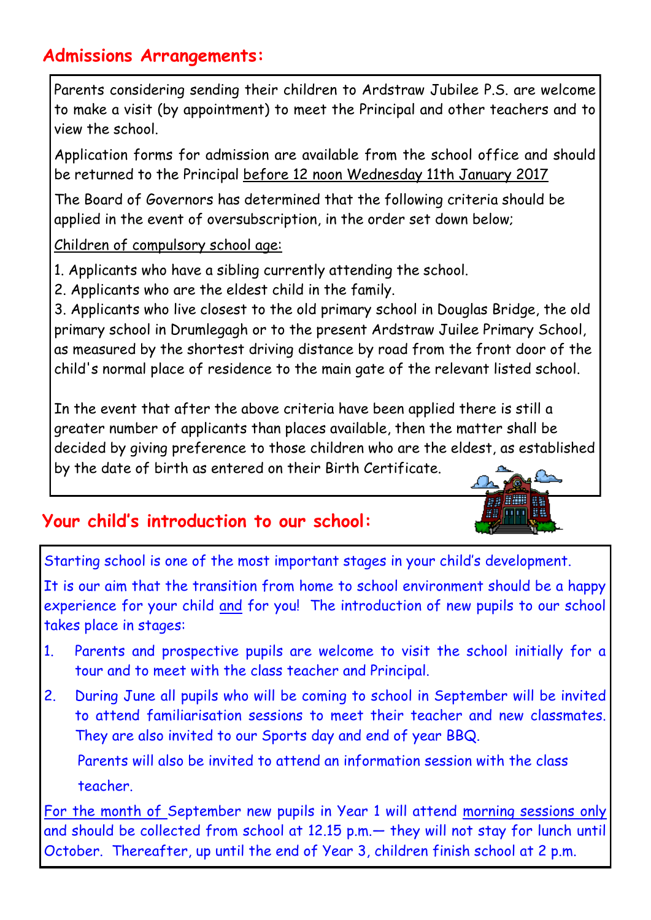## Admissions Arrangements:

Parents considering sending their children to Ardstraw Jubilee P.S. are welcome to make a visit (by appointment) to meet the Principal and other teachers and to view the school.

Application forms for admission are available from the school office and should be returned to the Principal before 12 noon Wednesday 11th January 2017

The Board of Governors has determined that the following criteria should be applied in the event of oversubscription, in the order set down below;

Children of compulsory school age:

1. Applicants who have a sibling currently attending the school.
2. Applicants who are the eldest child in the family.
3. Applicants who live closest to the old primary school in Douglas Bridge, the old primary school in Drumlegagh or to the present Ardstraw Juilee Primary School, as measured by the shortest driving distance by road from the front door of the child's normal place of residence to the main gate of the relevant listed school.

In the event that after the above criteria have been applied there is still a greater number of applicants than places available, then the matter shall be decided by giving preference to those children who are the eldest, as established by the date of birth as entered on their Birth Certificate.

## Your child's introduction to our school:

Starting school is one of the most important stages in your child's development.

It is our aim that the transition from home to school environment should be a happy experience for your child and for you! The introduction of new pupils to our school takes place in stages:

1. Parents and prospective pupils are welcome to visit the school initially for a tour and to meet with the class teacher and Principal.
2. During June all pupils who will be coming to school in September will be invited to attend familiarisation sessions to meet their teacher and new classmates. They are also invited to our Sports day and end of year BBQ.

   Parents will also be invited to attend an information session with the class teacher.

For the month of September new pupils in Year 1 will attend morning sessions only and should be collected from school at 12.15 p.m.— they will not stay for lunch until October. Thereafter, up until the end of Year 3, children finish school at 2 p.m.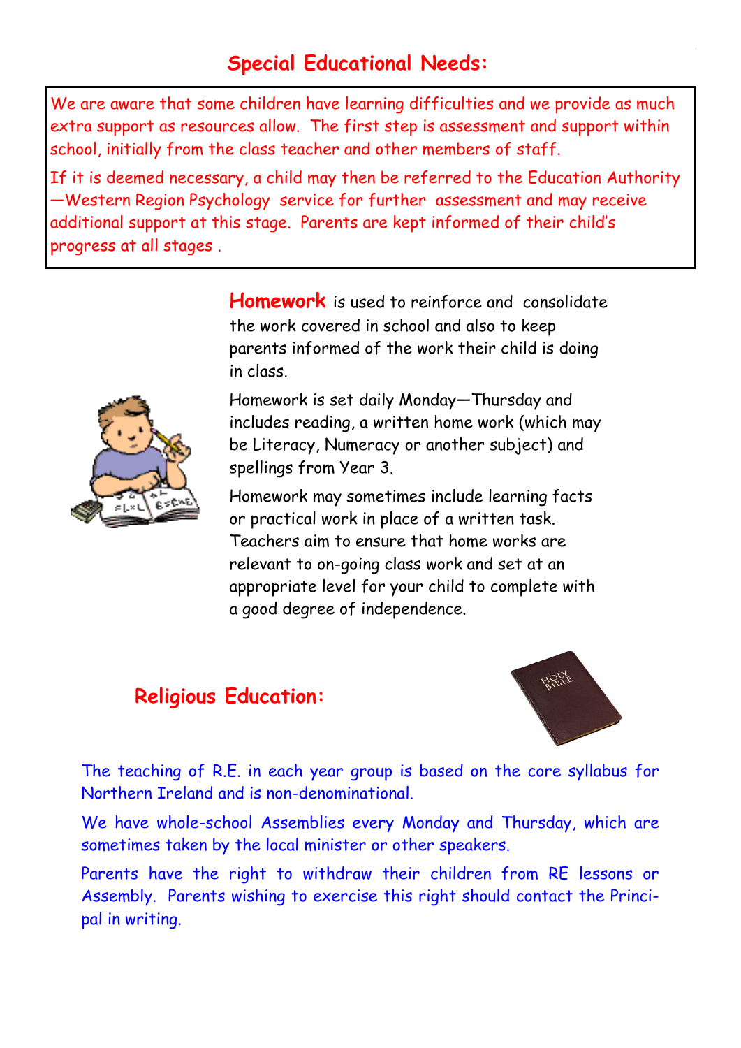## Special Educational Needs:

We are aware that some children have learning difficulties and we provide as much extra support as resources allow. The first step is assessment and support within school, initially from the class teacher and other members of staff.

If it is deemed necessary, a child may then be referred to the Education Authority —Western Region Psychology service for further assessment and may receive additional support at this stage. Parents are kept informed of their child's progress at all stages .

**Homework** is used to reinforce and consolidate the work covered in school and also to keep parents informed of the work their child is doing in class.

Homework is set daily Monday—Thursday and includes reading, a written home work (which may be Literacy, Numeracy or another subject) and spellings from Year 3.

Homework may sometimes include learning facts or practical work in place of a written task. Teachers aim to ensure that home works are relevant to on-going class work and set at an appropriate level for your child to complete with a good degree of independence.

## Religious Education:

The teaching of R.E. in each year group is based on the core syllabus for Northern Ireland and is non-denominational.

We have whole-school Assemblies every Monday and Thursday, which are sometimes taken by the local minister or other speakers.

Parents have the right to withdraw their children from RE lessons or Assembly. Parents wishing to exercise this right should contact the Principal in writing.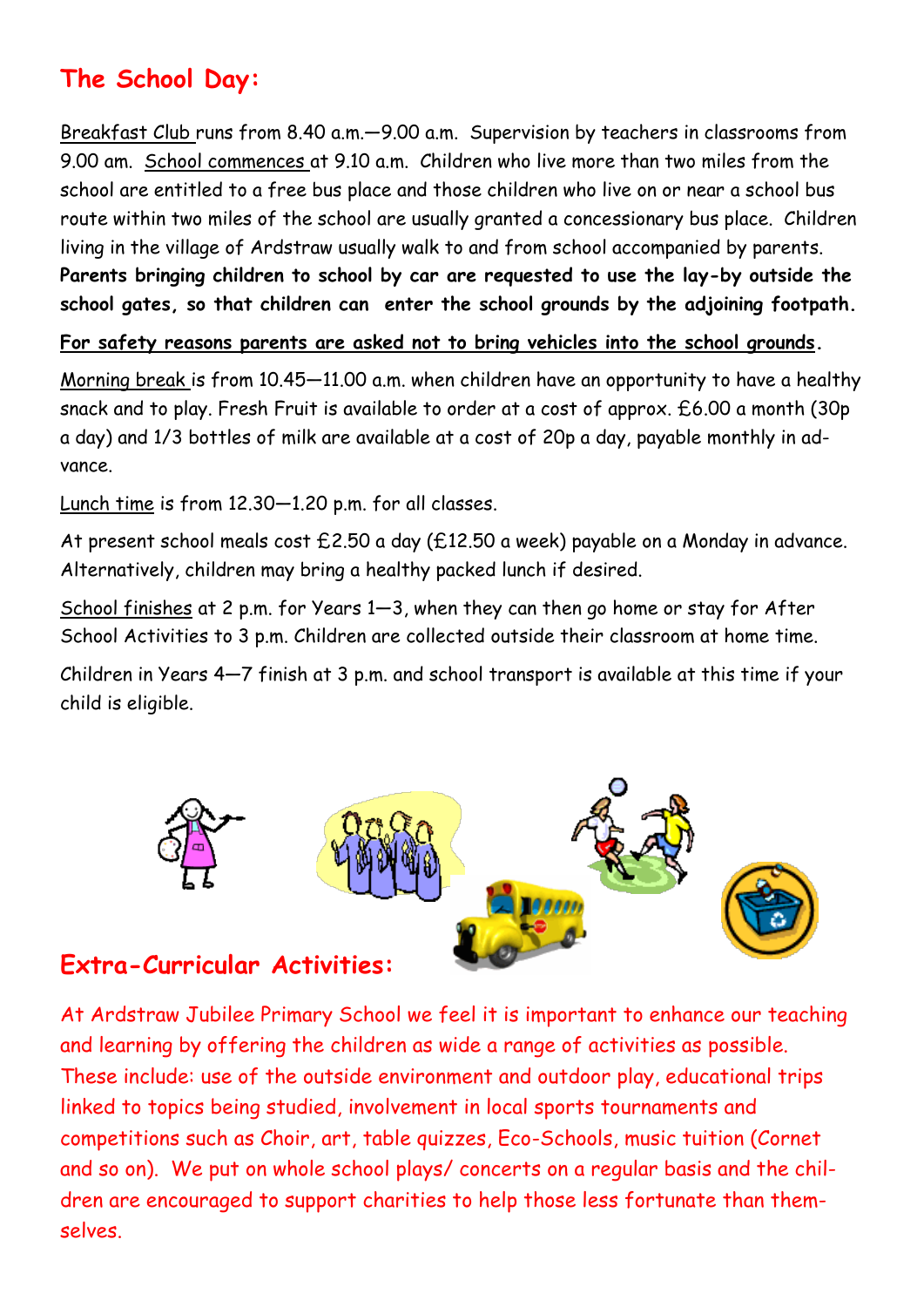## The School Day:

Breakfast Club runs from 8.40 a.m.—9.00 a.m. Supervision by teachers in classrooms from 9.00 am. School commences at 9.10 a.m. Children who live more than two miles from the school are entitled to a free bus place and those children who live on or near a school bus route within two miles of the school are usually granted a concessionary bus place. Children living in the village of Ardstraw usually walk to and from school accompanied by parents. **Parents bringing children to school by car are requested to use the lay-by outside the school gates, so that children can enter the school grounds by the adjoining footpath.**

**For safety reasons parents are asked not to bring vehicles into the school grounds.**

Morning break is from 10.45—11.00 a.m. when children have an opportunity to have a healthy snack and to play. Fresh Fruit is available to order at a cost of approx. £6.00 a month (30p a day) and 1/3 bottles of milk are available at a cost of 20p a day, payable monthly in advance.

Lunch time is from 12.30—1.20 p.m. for all classes.

At present school meals cost £2.50 a day (£12.50 a week) payable on a Monday in advance. Alternatively, children may bring a healthy packed lunch if desired.

School finishes at 2 p.m. for Years 1—3, when they can then go home or stay for After School Activities to 3 p.m. Children are collected outside their classroom at home time.

Children in Years 4—7 finish at 3 p.m. and school transport is available at this time if your child is eligible.

## Extra-Curricular Activities:

At Ardstraw Jubilee Primary School we feel it is important to enhance our teaching and learning by offering the children as wide a range of activities as possible. These include: use of the outside environment and outdoor play, educational trips linked to topics being studied, involvement in local sports tournaments and competitions such as Choir, art, table quizzes, Eco-Schools, music tuition (Cornet and so on). We put on whole school plays/ concerts on a regular basis and the children are encouraged to support charities to help those less fortunate than themselves.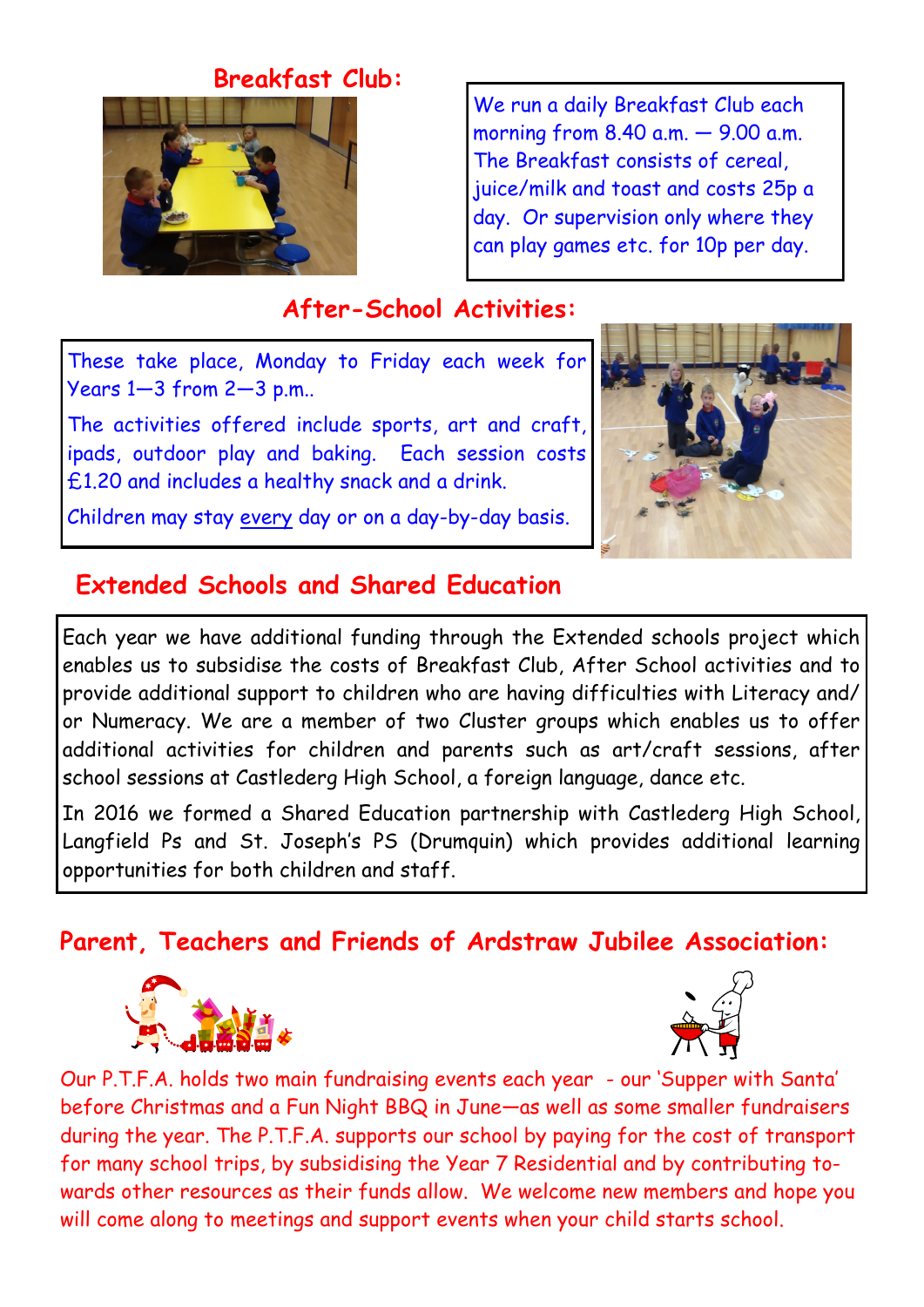## Breakfast Club:

We run a daily Breakfast Club each morning from 8.40 a.m. — 9.00 a.m. The Breakfast consists of cereal, juice/milk and toast and costs 25p a day. Or supervision only where they can play games etc. for 10p per day.

## After-School Activities:

These take place, Monday to Friday each week for Years 1—3 from 2—3 p.m..

The activities offered include sports, art and craft, ipads, outdoor play and baking. Each session costs £1.20 and includes a healthy snack and a drink.

Children may stay <u>every</u> day or on a day-by-day basis.

## Extended Schools and Shared Education

Each year we have additional funding through the Extended schools project which enables us to subsidise the costs of Breakfast Club, After School activities and to provide additional support to children who are having difficulties with Literacy and/ or Numeracy. We are a member of two Cluster groups which enables us to offer additional activities for children and parents such as art/craft sessions, after school sessions at Castlederg High School, a foreign language, dance etc.

In 2016 we formed a Shared Education partnership with Castlederg High School, Langfield Ps and St. Joseph's PS (Drumquin) which provides additional learning opportunities for both children and staff.

## Parent, Teachers and Friends of Ardstraw Jubilee Association:

Our P.T.F.A. holds two main fundraising events each year - our 'Supper with Santa' before Christmas and a Fun Night BBQ in June—as well as some smaller fundraisers during the year. The P.T.F.A. supports our school by paying for the cost of transport for many school trips, by subsidising the Year 7 Residential and by contributing towards other resources as their funds allow. We welcome new members and hope you will come along to meetings and support events when your child starts school.